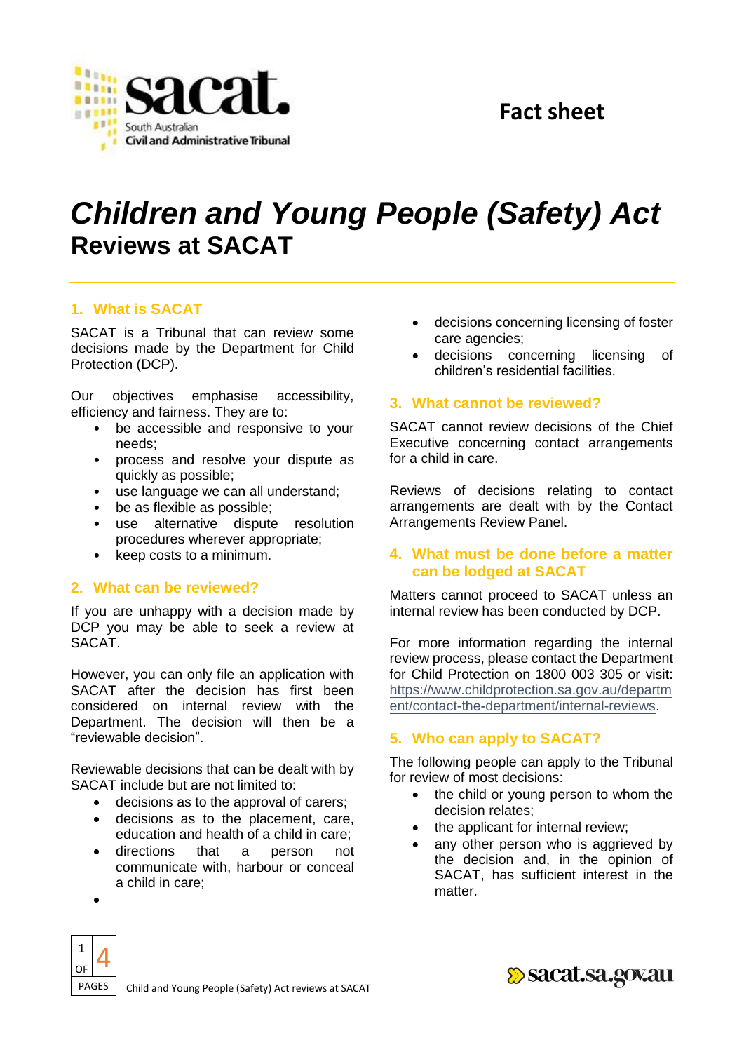sacat. South Australian Civil and Administrative Tribunal

Fact sheet

# *Children and Young People (Safety) Act*
## Reviews at SACAT

### 1. What is SACAT

SACAT is a Tribunal that can review some decisions made by the Department for Child Protection (DCP).

Our objectives emphasise accessibility, efficiency and fairness. They are to:

- be accessible and responsive to your needs;
- process and resolve your dispute as quickly as possible;
- use language we can all understand;
- be as flexible as possible;
- use alternative dispute resolution procedures wherever appropriate;
- keep costs to a minimum.

### 2. What can be reviewed?

If you are unhappy with a decision made by DCP you may be able to seek a review at SACAT.

However, you can only file an application with SACAT after the decision has first been considered on internal review with the Department. The decision will then be a "reviewable decision".

Reviewable decisions that can be dealt with by SACAT include but are not limited to:

- decisions as to the approval of carers;
- decisions as to the placement, care, education and health of a child in care;
- directions that a person not communicate with, harbour or conceal a child in care;
- decisions concerning licensing of foster care agencies;
- decisions concerning licensing of children's residential facilities.

### 3. What cannot be reviewed?

SACAT cannot review decisions of the Chief Executive concerning contact arrangements for a child in care.

Reviews of decisions relating to contact arrangements are dealt with by the Contact Arrangements Review Panel.

### 4. What must be done before a matter can be lodged at SACAT

Matters cannot proceed to SACAT unless an internal review has been conducted by DCP.

For more information regarding the internal review process, please contact the Department for Child Protection on 1800 003 305 or visit: https://www.childprotection.sa.gov.au/department/contact-the-department/internal-reviews.

### 5. Who can apply to SACAT?

The following people can apply to the Tribunal for review of most decisions:

- the child or young person to whom the decision relates;
- the applicant for internal review;
- any other person who is aggrieved by the decision and, in the opinion of SACAT, has sufficient interest in the matter.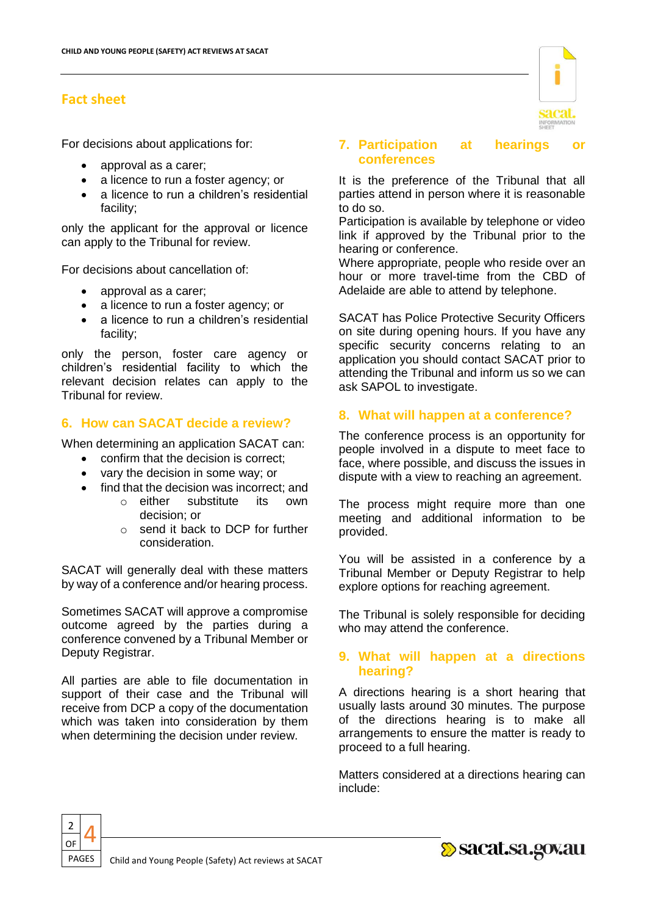For decisions about applications for:

- approval as a carer;
- a licence to run a foster agency; or
- a licence to run a children's residential facility;

only the applicant for the approval or licence can apply to the Tribunal for review.

For decisions about cancellation of:

- approval as a carer;
- a licence to run a foster agency; or
- a licence to run a children's residential facility;

only the person, foster care agency or children's residential facility to which the relevant decision relates can apply to the Tribunal for review.

## 6. How can SACAT decide a review?

When determining an application SACAT can:

- confirm that the decision is correct;
- vary the decision in some way; or
- find that the decision was incorrect; and
  - either substitute its own decision; or
  - send it back to DCP for further consideration.

SACAT will generally deal with these matters by way of a conference and/or hearing process.

Sometimes SACAT will approve a compromise outcome agreed by the parties during a conference convened by a Tribunal Member or Deputy Registrar.

All parties are able to file documentation in support of their case and the Tribunal will receive from DCP a copy of the documentation which was taken into consideration by them when determining the decision under review.

## 7. Participation at hearings or conferences

It is the preference of the Tribunal that all parties attend in person where it is reasonable to do so.

Participation is available by telephone or video link if approved by the Tribunal prior to the hearing or conference.

Where appropriate, people who reside over an hour or more travel-time from the CBD of Adelaide are able to attend by telephone.

SACAT has Police Protective Security Officers on site during opening hours. If you have any specific security concerns relating to an application you should contact SACAT prior to attending the Tribunal and inform us so we can ask SAPOL to investigate.

## 8. What will happen at a conference?

The conference process is an opportunity for people involved in a dispute to meet face to face, where possible, and discuss the issues in dispute with a view to reaching an agreement.

The process might require more than one meeting and additional information to be provided.

You will be assisted in a conference by a Tribunal Member or Deputy Registrar to help explore options for reaching agreement.

The Tribunal is solely responsible for deciding who may attend the conference.

## 9. What will happen at a directions hearing?

A directions hearing is a short hearing that usually lasts around 30 minutes. The purpose of the directions hearing is to make all arrangements to ensure the matter is ready to proceed to a full hearing.

Matters considered at a directions hearing can include: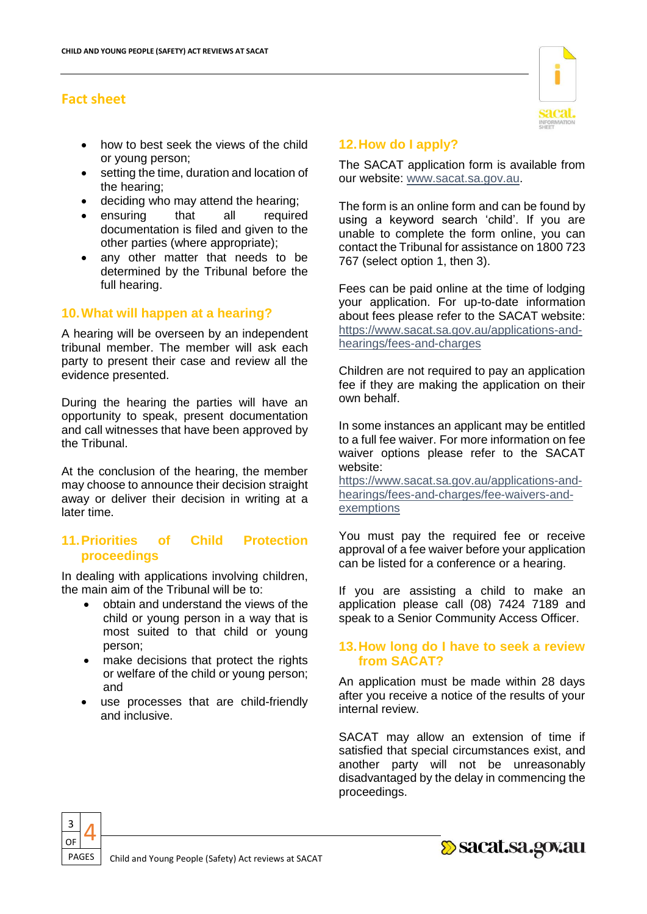- how to best seek the views of the child or young person;
- setting the time, duration and location of the hearing;
- deciding who may attend the hearing;
- ensuring that all required documentation is filed and given to the other parties (where appropriate);
- any other matter that needs to be determined by the Tribunal before the full hearing.

## 10. What will happen at a hearing?

A hearing will be overseen by an independent tribunal member. The member will ask each party to present their case and review all the evidence presented.

During the hearing the parties will have an opportunity to speak, present documentation and call witnesses that have been approved by the Tribunal.

At the conclusion of the hearing, the member may choose to announce their decision straight away or deliver their decision in writing at a later time.

## 11. Priorities of Child Protection proceedings

In dealing with applications involving children, the main aim of the Tribunal will be to:

- obtain and understand the views of the child or young person in a way that is most suited to that child or young person;
- make decisions that protect the rights or welfare of the child or young person; and
- use processes that are child-friendly and inclusive.

## 12. How do I apply?

The SACAT application form is available from our website: www.sacat.sa.gov.au.

The form is an online form and can be found by using a keyword search 'child'. If you are unable to complete the form online, you can contact the Tribunal for assistance on 1800 723 767 (select option 1, then 3).

Fees can be paid online at the time of lodging your application. For up-to-date information about fees please refer to the SACAT website: https://www.sacat.sa.gov.au/applications-and-hearings/fees-and-charges

Children are not required to pay an application fee if they are making the application on their own behalf.

In some instances an applicant may be entitled to a full fee waiver. For more information on fee waiver options please refer to the SACAT website: https://www.sacat.sa.gov.au/applications-and-hearings/fees-and-charges/fee-waivers-and-exemptions

You must pay the required fee or receive approval of a fee waiver before your application can be listed for a conference or a hearing.

If you are assisting a child to make an application please call (08) 7424 7189 and speak to a Senior Community Access Officer.

## 13. How long do I have to seek a review from SACAT?

An application must be made within 28 days after you receive a notice of the results of your internal review.

SACAT may allow an extension of time if satisfied that special circumstances exist, and another party will not be unreasonably disadvantaged by the delay in commencing the proceedings.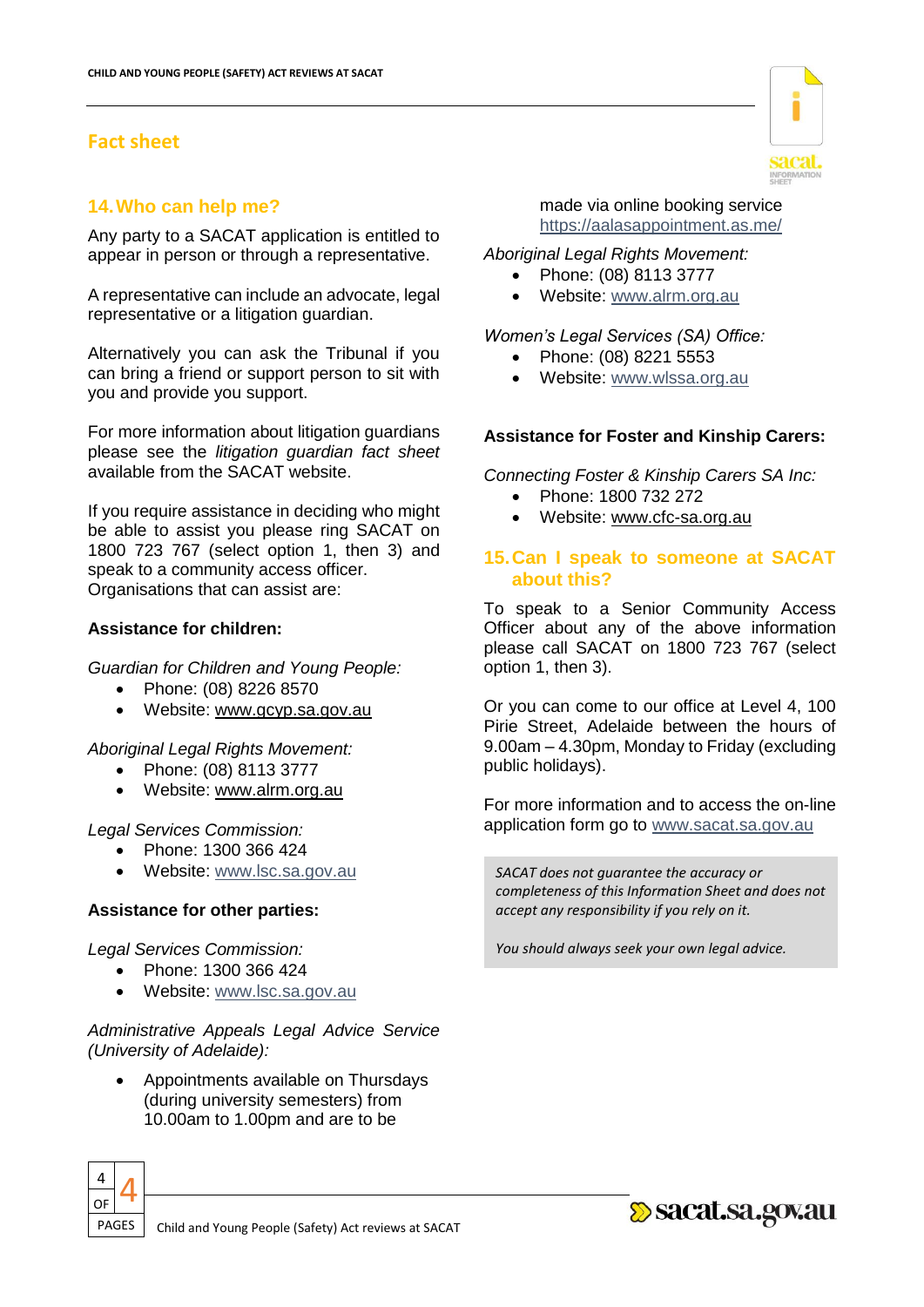## Fact sheet

### 14. Who can help me?

Any party to a SACAT application is entitled to appear in person or through a representative.

A representative can include an advocate, legal representative or a litigation guardian.

Alternatively you can ask the Tribunal if you can bring a friend or support person to sit with you and provide you support.

For more information about litigation guardians please see the *litigation guardian fact sheet* available from the SACAT website.

If you require assistance in deciding who might be able to assist you please ring SACAT on 1800 723 767 (select option 1, then 3) and speak to a community access officer.
Organisations that can assist are:

**Assistance for children:**

*Guardian for Children and Young People:*

- Phone: (08) 8226 8570
- Website: www.gcyp.sa.gov.au

*Aboriginal Legal Rights Movement:*

- Phone: (08) 8113 3777
- Website: www.alrm.org.au

*Legal Services Commission:*

- Phone: 1300 366 424
- Website: www.lsc.sa.gov.au

**Assistance for other parties:**

*Legal Services Commission:*

- Phone: 1300 366 424
- Website: www.lsc.sa.gov.au

*Administrative Appeals Legal Advice Service (University of Adelaide):*

- Appointments available on Thursdays (during university semesters) from 10.00am to 1.00pm and are to be made via online booking service https://aalasappointment.as.me/

*Aboriginal Legal Rights Movement:*

- Phone: (08) 8113 3777
- Website: www.alrm.org.au

*Women's Legal Services (SA) Office:*

- Phone: (08) 8221 5553
- Website: www.wlssa.org.au

**Assistance for Foster and Kinship Carers:**

*Connecting Foster & Kinship Carers SA Inc:*

- Phone: 1800 732 272
- Website: www.cfc-sa.org.au

### 15. Can I speak to someone at SACAT about this?

To speak to a Senior Community Access Officer about any of the above information please call SACAT on 1800 723 767 (select option 1, then 3).

Or you can come to our office at Level 4, 100 Pirie Street, Adelaide between the hours of 9.00am – 4.30pm, Monday to Friday (excluding public holidays).

For more information and to access the on-line application form go to www.sacat.sa.gov.au

*SACAT does not guarantee the accuracy or completeness of this Information Sheet and does not accept any responsibility if you rely on it.*

*You should always seek your own legal advice.*